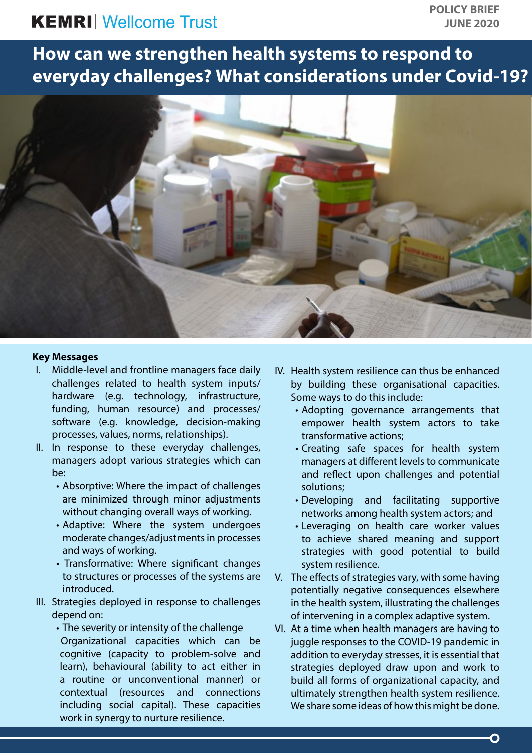KEMRI | Wellcome Trust

POLICY BRIEF
JUNE 2020

# How can we strengthen health systems to respond to everyday challenges? What considerations under Covid-19?

**Key Messages**

I. Middle-level and frontline managers face daily challenges related to health system inputs/ hardware (e.g. technology, infrastructure, funding, human resource) and processes/ software (e.g. knowledge, decision-making processes, values, norms, relationships).

II. In response to these everyday challenges, managers adopt various strategies which can be:
   - Absorptive: Where the impact of challenges are minimized through minor adjustments without changing overall ways of working.
   - Adaptive: Where the system undergoes moderate changes/adjustments in processes and ways of working.
   - Transformative: Where significant changes to structures or processes of the systems are introduced.

III. Strategies deployed in response to challenges depend on:
   - The severity or intensity of the challenge
   Organizational capacities which can be cognitive (capacity to problem-solve and learn), behavioural (ability to act either in a routine or unconventional manner) or contextual (resources and connections including social capital). These capacities work in synergy to nurture resilience.

IV. Health system resilience can thus be enhanced by building these organisational capacities. Some ways to do this include:
   - Adopting governance arrangements that empower health system actors to take transformative actions;
   - Creating safe spaces for health system managers at different levels to communicate and reflect upon challenges and potential solutions;
   - Developing and facilitating supportive networks among health system actors; and
   - Leveraging on health care worker values to achieve shared meaning and support strategies with good potential to build system resilience.

V. The effects of strategies vary, with some having potentially negative consequences elsewhere in the health system, illustrating the challenges of intervening in a complex adaptive system.

VI. At a time when health managers are having to juggle responses to the COVID-19 pandemic in addition to everyday stresses, it is essential that strategies deployed draw upon and work to build all forms of organizational capacity, and ultimately strengthen health system resilience. We share some ideas of how this might be done.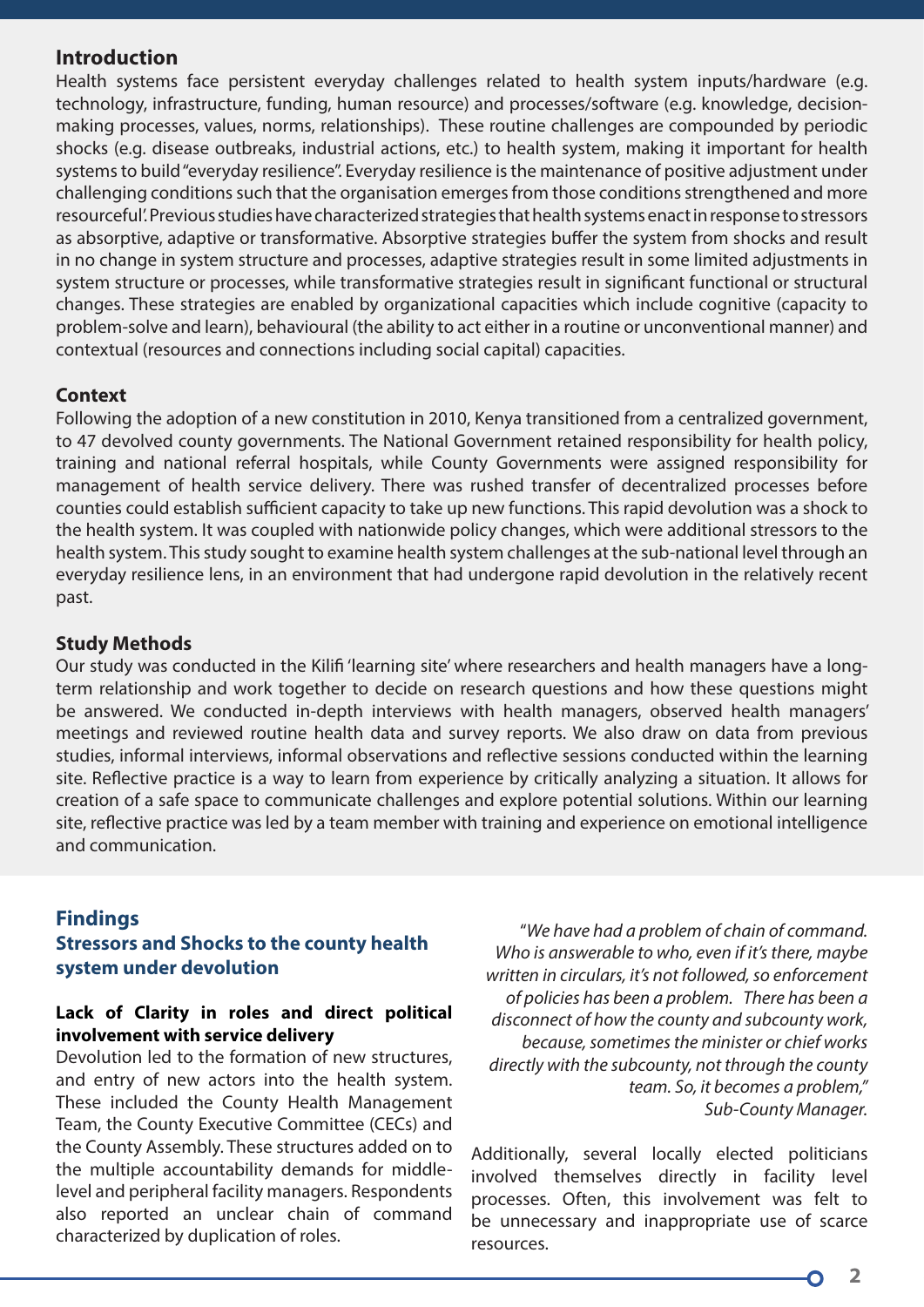## Introduction

Health systems face persistent everyday challenges related to health system inputs/hardware (e.g. technology, infrastructure, funding, human resource) and processes/software (e.g. knowledge, decision-making processes, values, norms, relationships). These routine challenges are compounded by periodic shocks (e.g. disease outbreaks, industrial actions, etc.) to health system, making it important for health systems to build "everyday resilience". Everyday resilience is the maintenance of positive adjustment under challenging conditions such that the organisation emerges from those conditions strengthened and more resourceful'. Previous studies have characterized strategies that health systems enact in response to stressors as absorptive, adaptive or transformative. Absorptive strategies buffer the system from shocks and result in no change in system structure and processes, adaptive strategies result in some limited adjustments in system structure or processes, while transformative strategies result in significant functional or structural changes. These strategies are enabled by organizational capacities which include cognitive (capacity to problem-solve and learn), behavioural (the ability to act either in a routine or unconventional manner) and contextual (resources and connections including social capital) capacities.

## Context

Following the adoption of a new constitution in 2010, Kenya transitioned from a centralized government, to 47 devolved county governments. The National Government retained responsibility for health policy, training and national referral hospitals, while County Governments were assigned responsibility for management of health service delivery. There was rushed transfer of decentralized processes before counties could establish sufficient capacity to take up new functions. This rapid devolution was a shock to the health system. It was coupled with nationwide policy changes, which were additional stressors to the health system. This study sought to examine health system challenges at the sub-national level through an everyday resilience lens, in an environment that had undergone rapid devolution in the relatively recent past.

## Study Methods

Our study was conducted in the Kilifi 'learning site' where researchers and health managers have a long-term relationship and work together to decide on research questions and how these questions might be answered. We conducted in-depth interviews with health managers, observed health managers' meetings and reviewed routine health data and survey reports. We also draw on data from previous studies, informal interviews, informal observations and reflective sessions conducted within the learning site. Reflective practice is a way to learn from experience by critically analyzing a situation. It allows for creation of a safe space to communicate challenges and explore potential solutions. Within our learning site, reflective practice was led by a team member with training and experience on emotional intelligence and communication.

## Findings

### Stressors and Shocks to the county health system under devolution

#### Lack of Clarity in roles and direct political involvement with service delivery

Devolution led to the formation of new structures, and entry of new actors into the health system. These included the County Health Management Team, the County Executive Committee (CECs) and the County Assembly. These structures added on to the multiple accountability demands for middle-level and peripheral facility managers. Respondents also reported an unclear chain of command characterized by duplication of roles.

> *"We have had a problem of chain of command. Who is answerable to who, even if it's there, maybe written in circulars, it's not followed, so enforcement of policies has been a problem. There has been a disconnect of how the county and subcounty work, because, sometimes the minister or chief works directly with the subcounty, not through the county team. So, it becomes a problem," Sub-County Manager.*

Additionally, several locally elected politicians involved themselves directly in facility level processes. Often, this involvement was felt to be unnecessary and inappropriate use of scarce resources.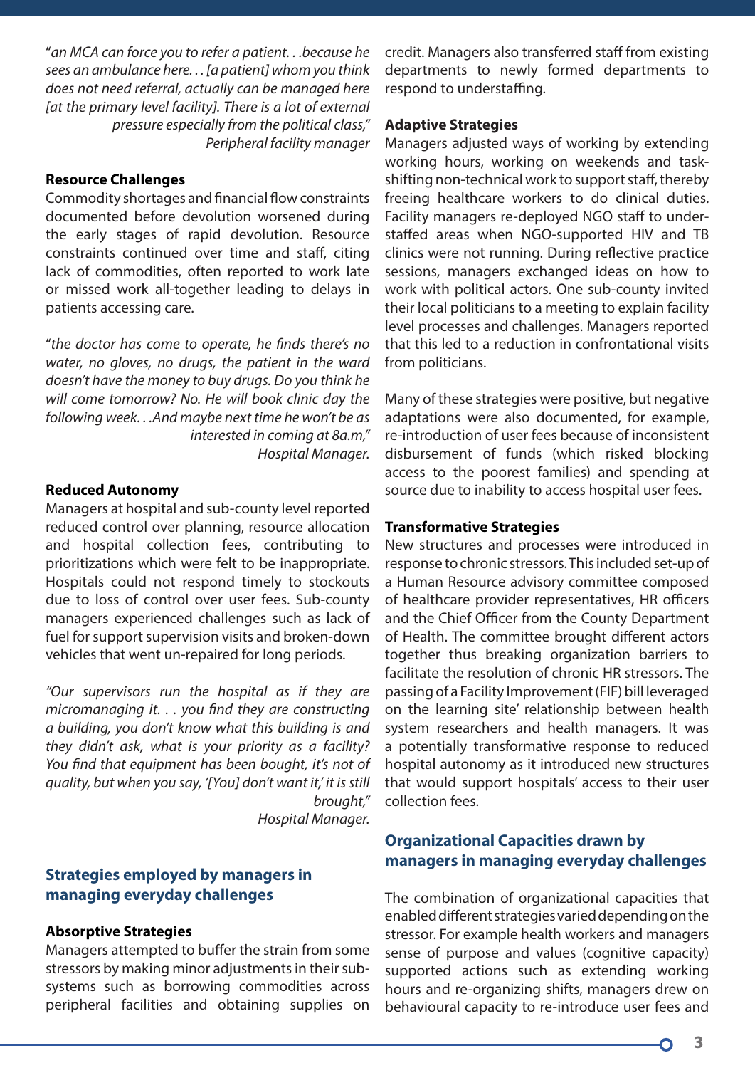*"an MCA can force you to refer a patient. . .because he sees an ambulance here. . . [a patient] whom you think does not need referral, actually can be managed here [at the primary level facility]. There is a lot of external pressure especially from the political class,"*
*Peripheral facility manager*

**Resource Challenges**

Commodity shortages and financial flow constraints documented before devolution worsened during the early stages of rapid devolution. Resource constraints continued over time and staff, citing lack of commodities, often reported to work late or missed work all-together leading to delays in patients accessing care.

*"the doctor has come to operate, he finds there's no water, no gloves, no drugs, the patient in the ward doesn't have the money to buy drugs. Do you think he will come tomorrow? No. He will book clinic day the following week. . .And maybe next time he won't be as interested in coming at 8a.m,"*
*Hospital Manager.*

**Reduced Autonomy**

Managers at hospital and sub-county level reported reduced control over planning, resource allocation and hospital collection fees, contributing to prioritizations which were felt to be inappropriate. Hospitals could not respond timely to stockouts due to loss of control over user fees. Sub-county managers experienced challenges such as lack of fuel for support supervision visits and broken-down vehicles that went un-repaired for long periods.

*"Our supervisors run the hospital as if they are micromanaging it. . . you find they are constructing a building, you don't know what this building is and they didn't ask, what is your priority as a facility? You find that equipment has been bought, it's not of quality, but when you say, '[You] don't want it,' it is still brought,"*
*Hospital Manager.*

## Strategies employed by managers in managing everyday challenges

**Absorptive Strategies**

Managers attempted to buffer the strain from some stressors by making minor adjustments in their sub-systems such as borrowing commodities across peripheral facilities and obtaining supplies on credit. Managers also transferred staff from existing departments to newly formed departments to respond to understaffing.

**Adaptive Strategies**

Managers adjusted ways of working by extending working hours, working on weekends and task-shifting non-technical work to support staff, thereby freeing healthcare workers to do clinical duties. Facility managers re-deployed NGO staff to under-staffed areas when NGO-supported HIV and TB clinics were not running. During reflective practice sessions, managers exchanged ideas on how to work with political actors. One sub-county invited their local politicians to a meeting to explain facility level processes and challenges. Managers reported that this led to a reduction in confrontational visits from politicians.

Many of these strategies were positive, but negative adaptations were also documented, for example, re-introduction of user fees because of inconsistent disbursement of funds (which risked blocking access to the poorest families) and spending at source due to inability to access hospital user fees.

**Transformative Strategies**

New structures and processes were introduced in response to chronic stressors. This included set-up of a Human Resource advisory committee composed of healthcare provider representatives, HR officers and the Chief Officer from the County Department of Health. The committee brought different actors together thus breaking organization barriers to facilitate the resolution of chronic HR stressors. The passing of a Facility Improvement (FIF) bill leveraged on the learning site' relationship between health system researchers and health managers. It was a potentially transformative response to reduced hospital autonomy as it introduced new structures that would support hospitals' access to their user collection fees.

## Organizational Capacities drawn by managers in managing everyday challenges

The combination of organizational capacities that enabled different strategies varied depending on the stressor. For example health workers and managers sense of purpose and values (cognitive capacity) supported actions such as extending working hours and re-organizing shifts, managers drew on behavioural capacity to re-introduce user fees and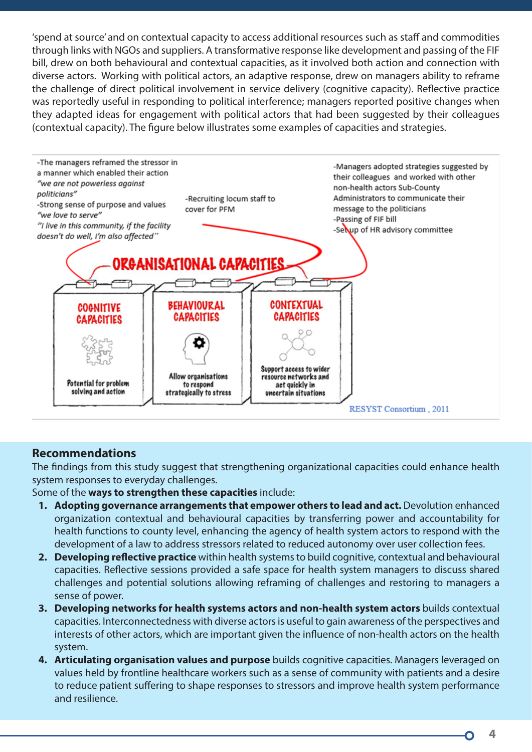'spend at source' and on contextual capacity to access additional resources such as staff and commodities through links with NGOs and suppliers. A transformative response like development and passing of the FIF bill, drew on both behavioural and contextual capacities, as it involved both action and connection with diverse actors. Working with political actors, an adaptive response, drew on managers ability to reframe the challenge of direct political involvement in service delivery (cognitive capacity). Reflective practice was reportedly useful in responding to political interference; managers reported positive changes when they adapted ideas for engagement with political actors that had been suggested by their colleagues (contextual capacity). The figure below illustrates some examples of capacities and strategies.

-The managers reframed the stressor in a manner which enabled their action *"we are not powerless against politicians"*
-Strong sense of purpose and values *"we love to serve"*
*"I live in this community, if the facility doesn't do well, I'm also affected"*

-Recruiting locum staff to cover for PFM

-Managers adopted strategies suggested by their colleagues and worked with other non-health actors Sub-County Administrators to communicate their message to the politicians
-Passing of FIF bill
-Set up of HR advisory committee

**ORGANISATIONAL CAPACITIES**

**COGNITIVE CAPACITIES** — Potential for problem solving and action

**BEHAVIOURAL CAPACITIES** — Allow organisations to respond strategically to stress

**CONTEXTUAL CAPACITIES** — Support access to wider resource networks and act quickly in uncertain situations

RESYST Consortium , 2011

## Recommendations

The findings from this study suggest that strengthening organizational capacities could enhance health system responses to everyday challenges.

Some of the **ways to strengthen these capacities** include:

1. **Adopting governance arrangements that empower others to lead and act.** Devolution enhanced organization contextual and behavioural capacities by transferring power and accountability for health functions to county level, enhancing the agency of health system actors to respond with the development of a law to address stressors related to reduced autonomy over user collection fees.
2. **Developing reflective practice** within health systems to build cognitive, contextual and behavioural capacities. Reflective sessions provided a safe space for health system managers to discuss shared challenges and potential solutions allowing reframing of challenges and restoring to managers a sense of power.
3. **Developing networks for health systems actors and non-health system actors** builds contextual capacities. Interconnectedness with diverse actors is useful to gain awareness of the perspectives and interests of other actors, which are important given the influence of non-health actors on the health system.
4. **Articulating organisation values and purpose** builds cognitive capacities. Managers leveraged on values held by frontline healthcare workers such as a sense of community with patients and a desire to reduce patient suffering to shape responses to stressors and improve health system performance and resilience.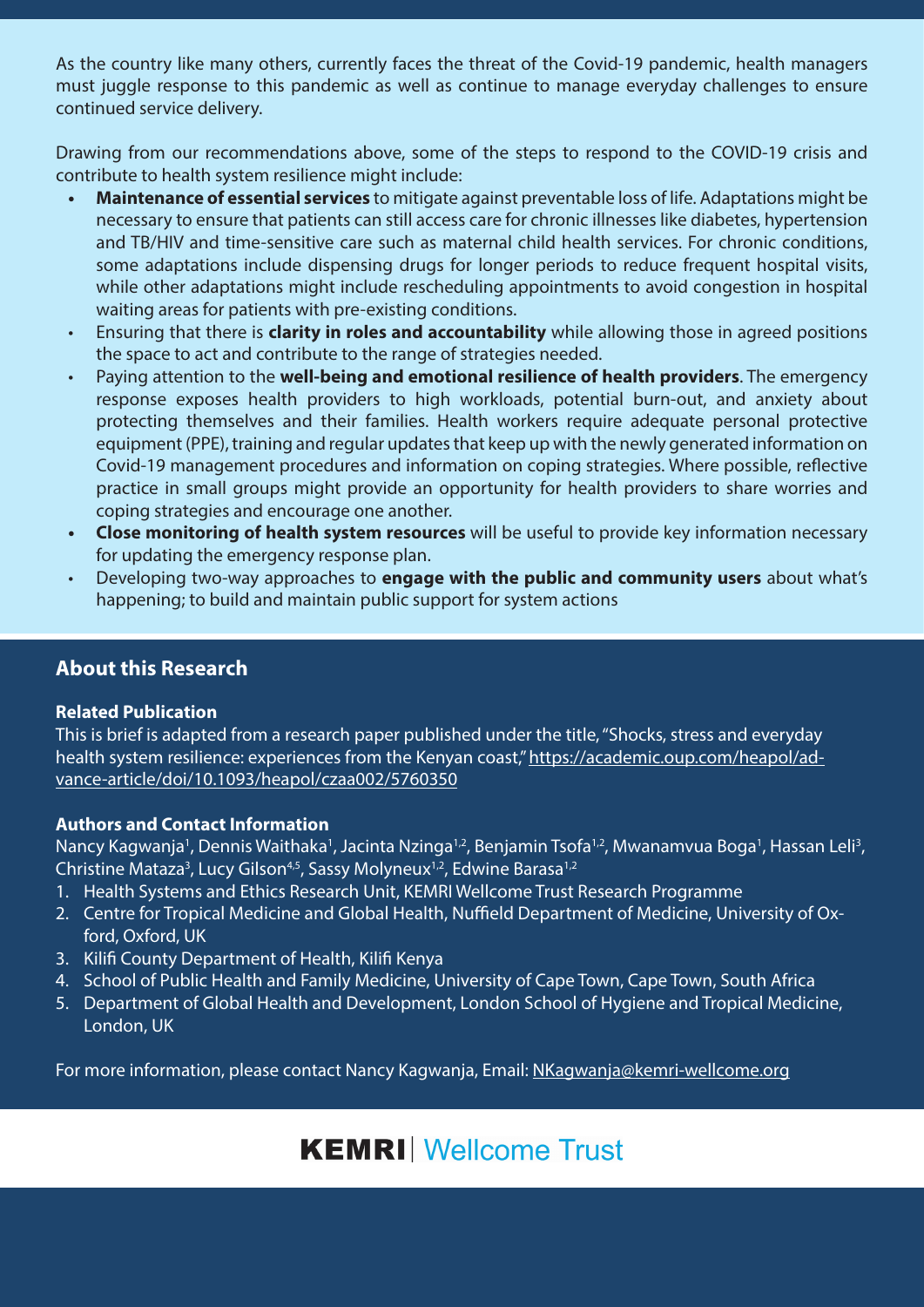As the country like many others, currently faces the threat of the Covid-19 pandemic, health managers must juggle response to this pandemic as well as continue to manage everyday challenges to ensure continued service delivery.

Drawing from our recommendations above, some of the steps to respond to the COVID-19 crisis and contribute to health system resilience might include:

- **Maintenance of essential services** to mitigate against preventable loss of life. Adaptations might be necessary to ensure that patients can still access care for chronic illnesses like diabetes, hypertension and TB/HIV and time-sensitive care such as maternal child health services. For chronic conditions, some adaptations include dispensing drugs for longer periods to reduce frequent hospital visits, while other adaptations might include rescheduling appointments to avoid congestion in hospital waiting areas for patients with pre-existing conditions.
- Ensuring that there is **clarity in roles and accountability** while allowing those in agreed positions the space to act and contribute to the range of strategies needed.
- Paying attention to the **well-being and emotional resilience of health providers**. The emergency response exposes health providers to high workloads, potential burn-out, and anxiety about protecting themselves and their families. Health workers require adequate personal protective equipment (PPE), training and regular updates that keep up with the newly generated information on Covid-19 management procedures and information on coping strategies. Where possible, reflective practice in small groups might provide an opportunity for health providers to share worries and coping strategies and encourage one another.
- **Close monitoring of health system resources** will be useful to provide key information necessary for updating the emergency response plan.
- Developing two-way approaches to **engage with the public and community users** about what's happening; to build and maintain public support for system actions

## About this Research

**Related Publication**

This is brief is adapted from a research paper published under the title, "Shocks, stress and everyday health system resilience: experiences from the Kenyan coast," https://academic.oup.com/heapol/advance-article/doi/10.1093/heapol/czaa002/5760350

**Authors and Contact Information**

Nancy Kagwanja[1], Dennis Waithaka[1], Jacinta Nzinga[1,2], Benjamin Tsofa[1,2], Mwanamvua Boga[1], Hassan Leli[3], Christine Mataza[3], Lucy Gilson[4,5], Sassy Molyneux[1,2], Edwine Barasa[1,2]

1. Health Systems and Ethics Research Unit, KEMRI Wellcome Trust Research Programme
2. Centre for Tropical Medicine and Global Health, Nuffield Department of Medicine, University of Oxford, Oxford, UK
3. Kilifi County Department of Health, Kilifi Kenya
4. School of Public Health and Family Medicine, University of Cape Town, Cape Town, South Africa
5. Department of Global Health and Development, London School of Hygiene and Tropical Medicine, London, UK

For more information, please contact Nancy Kagwanja, Email: NKagwanja@kemri-wellcome.org

**KEMRI** | Wellcome Trust